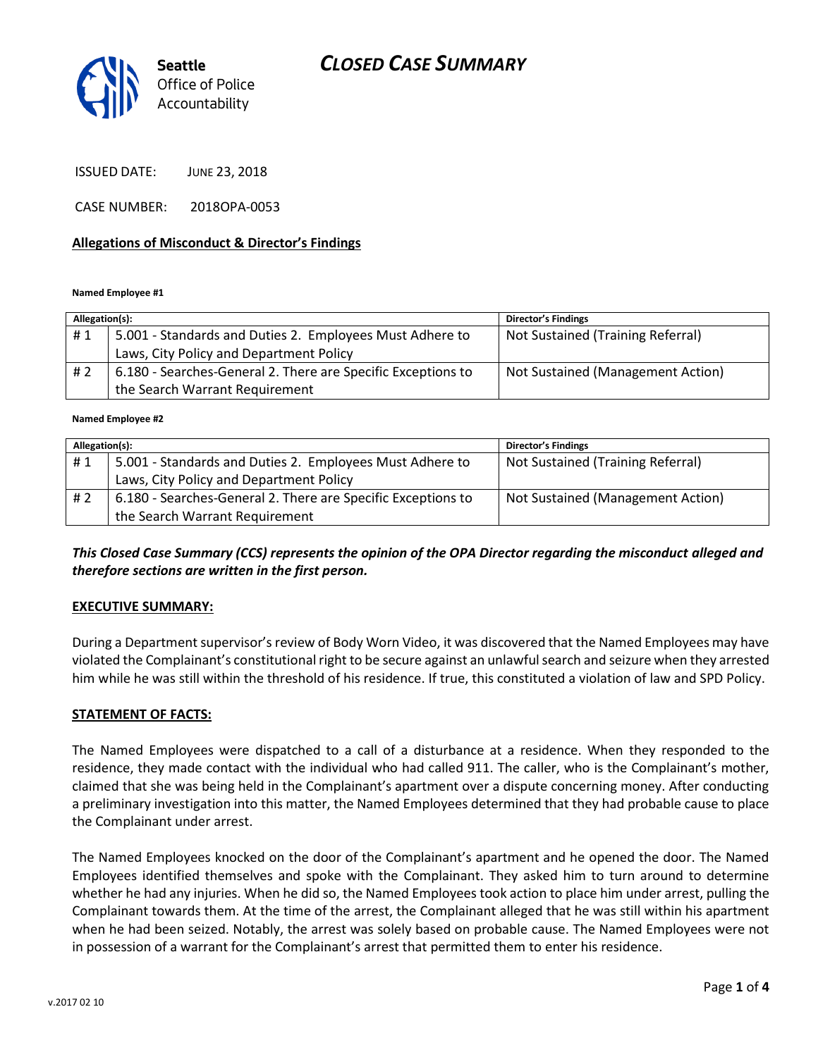Seattle Office of Police Accountability

# CLOSED CASE SUMMARY

ISSUED DATE: JUNE 23, 2018

CASE NUMBER: 2018OPA-0053

## Allegations of Misconduct & Director's Findings

**Named Employee #1**

| Allegation(s): | | Director's Findings |
|---|---|---|
| # 1 | 5.001 - Standards and Duties 2. Employees Must Adhere to Laws, City Policy and Department Policy | Not Sustained (Training Referral) |
| # 2 | 6.180 - Searches-General 2. There are Specific Exceptions to the Search Warrant Requirement | Not Sustained (Management Action) |

**Named Employee #2**

| Allegation(s): | | Director's Findings |
|---|---|---|
| # 1 | 5.001 - Standards and Duties 2. Employees Must Adhere to Laws, City Policy and Department Policy | Not Sustained (Training Referral) |
| # 2 | 6.180 - Searches-General 2. There are Specific Exceptions to the Search Warrant Requirement | Not Sustained (Management Action) |

***This Closed Case Summary (CCS) represents the opinion of the OPA Director regarding the misconduct alleged and therefore sections are written in the first person.***

**EXECUTIVE SUMMARY:**

During a Department supervisor's review of Body Worn Video, it was discovered that the Named Employees may have violated the Complainant's constitutional right to be secure against an unlawful search and seizure when they arrested him while he was still within the threshold of his residence. If true, this constituted a violation of law and SPD Policy.

**STATEMENT OF FACTS:**

The Named Employees were dispatched to a call of a disturbance at a residence. When they responded to the residence, they made contact with the individual who had called 911. The caller, who is the Complainant's mother, claimed that she was being held in the Complainant's apartment over a dispute concerning money. After conducting a preliminary investigation into this matter, the Named Employees determined that they had probable cause to place the Complainant under arrest.

The Named Employees knocked on the door of the Complainant's apartment and he opened the door. The Named Employees identified themselves and spoke with the Complainant. They asked him to turn around to determine whether he had any injuries. When he did so, the Named Employees took action to place him under arrest, pulling the Complainant towards them. At the time of the arrest, the Complainant alleged that he was still within his apartment when he had been seized. Notably, the arrest was solely based on probable cause. The Named Employees were not in possession of a warrant for the Complainant's arrest that permitted them to enter his residence.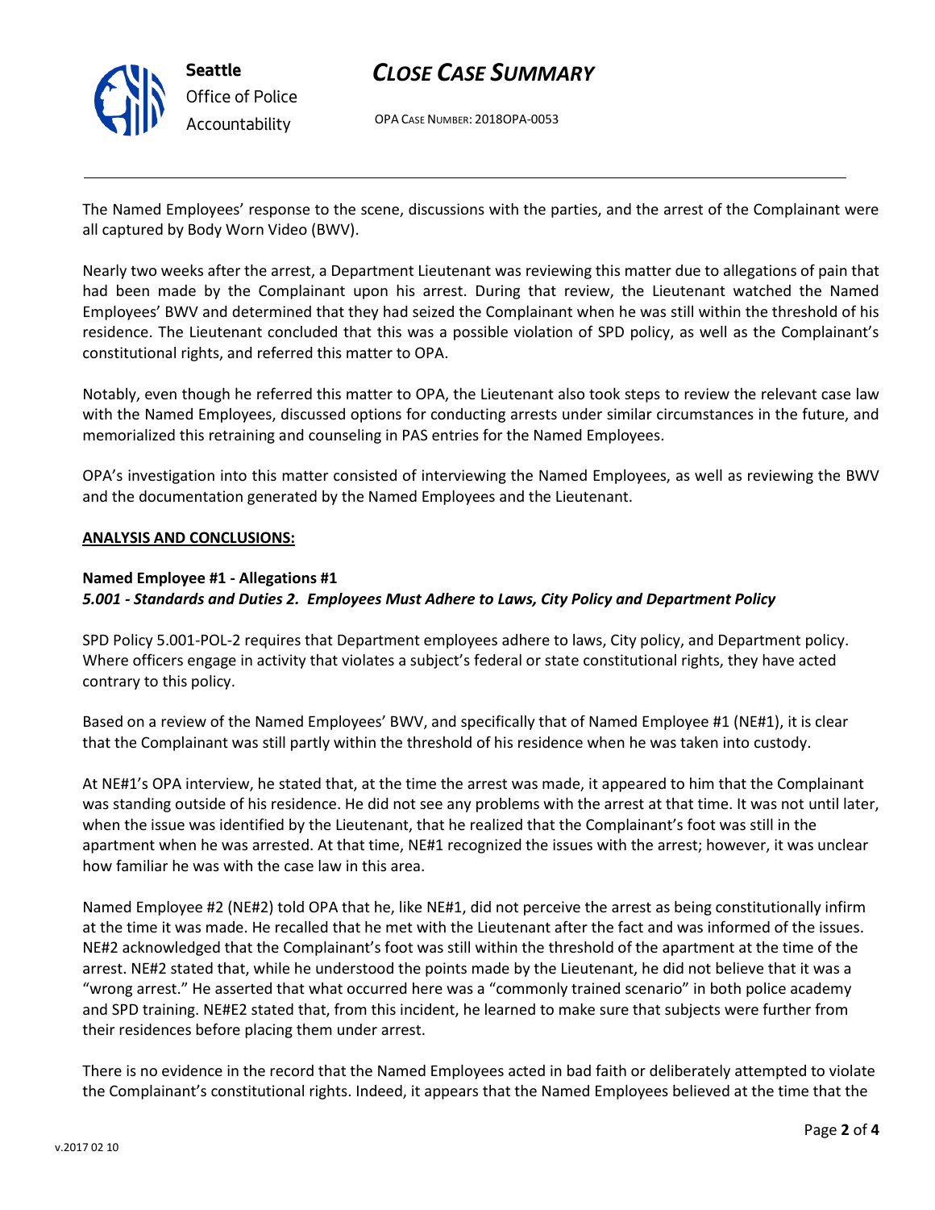The Named Employees' response to the scene, discussions with the parties, and the arrest of the Complainant were all captured by Body Worn Video (BWV).

Nearly two weeks after the arrest, a Department Lieutenant was reviewing this matter due to allegations of pain that had been made by the Complainant upon his arrest. During that review, the Lieutenant watched the Named Employees' BWV and determined that they had seized the Complainant when he was still within the threshold of his residence. The Lieutenant concluded that this was a possible violation of SPD policy, as well as the Complainant's constitutional rights, and referred this matter to OPA.

Notably, even though he referred this matter to OPA, the Lieutenant also took steps to review the relevant case law with the Named Employees, discussed options for conducting arrests under similar circumstances in the future, and memorialized this retraining and counseling in PAS entries for the Named Employees.

OPA's investigation into this matter consisted of interviewing the Named Employees, as well as reviewing the BWV and the documentation generated by the Named Employees and the Lieutenant.

**ANALYSIS AND CONCLUSIONS:**

**Named Employee #1 - Allegations #1**
***5.001 - Standards and Duties 2. Employees Must Adhere to Laws, City Policy and Department Policy***

SPD Policy 5.001-POL-2 requires that Department employees adhere to laws, City policy, and Department policy. Where officers engage in activity that violates a subject's federal or state constitutional rights, they have acted contrary to this policy.

Based on a review of the Named Employees' BWV, and specifically that of Named Employee #1 (NE#1), it is clear that the Complainant was still partly within the threshold of his residence when he was taken into custody.

At NE#1's OPA interview, he stated that, at the time the arrest was made, it appeared to him that the Complainant was standing outside of his residence. He did not see any problems with the arrest at that time. It was not until later, when the issue was identified by the Lieutenant, that he realized that the Complainant's foot was still in the apartment when he was arrested. At that time, NE#1 recognized the issues with the arrest; however, it was unclear how familiar he was with the case law in this area.

Named Employee #2 (NE#2) told OPA that he, like NE#1, did not perceive the arrest as being constitutionally infirm at the time it was made. He recalled that he met with the Lieutenant after the fact and was informed of the issues. NE#2 acknowledged that the Complainant's foot was still within the threshold of the apartment at the time of the arrest. NE#2 stated that, while he understood the points made by the Lieutenant, he did not believe that it was a "wrong arrest." He asserted that what occurred here was a "commonly trained scenario" in both police academy and SPD training. NE#E2 stated that, from this incident, he learned to make sure that subjects were further from their residences before placing them under arrest.

There is no evidence in the record that the Named Employees acted in bad faith or deliberately attempted to violate the Complainant's constitutional rights. Indeed, it appears that the Named Employees believed at the time that the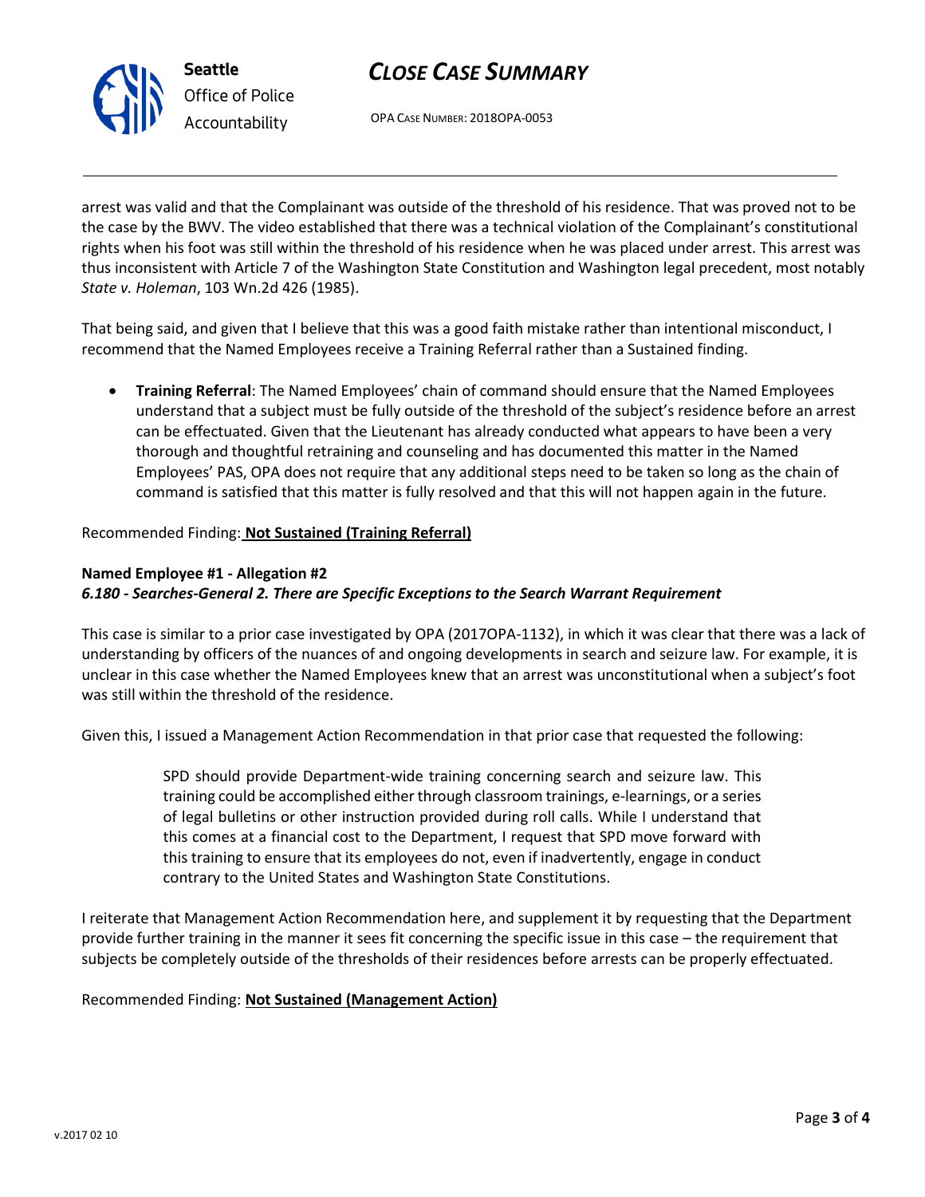arrest was valid and that the Complainant was outside of the threshold of his residence. That was proved not to be the case by the BWV. The video established that there was a technical violation of the Complainant's constitutional rights when his foot was still within the threshold of his residence when he was placed under arrest. This arrest was thus inconsistent with Article 7 of the Washington State Constitution and Washington legal precedent, most notably *State v. Holeman*, 103 Wn.2d 426 (1985).

That being said, and given that I believe that this was a good faith mistake rather than intentional misconduct, I recommend that the Named Employees receive a Training Referral rather than a Sustained finding.

- **Training Referral**: The Named Employees' chain of command should ensure that the Named Employees understand that a subject must be fully outside of the threshold of the subject's residence before an arrest can be effectuated. Given that the Lieutenant has already conducted what appears to have been a very thorough and thoughtful retraining and counseling and has documented this matter in the Named Employees' PAS, OPA does not require that any additional steps need to be taken so long as the chain of command is satisfied that this matter is fully resolved and that this will not happen again in the future.

Recommended Finding: **Not Sustained (Training Referral)**

**Named Employee #1 - Allegation #2**
***6.180 - Searches-General 2. There are Specific Exceptions to the Search Warrant Requirement***

This case is similar to a prior case investigated by OPA (2017OPA-1132), in which it was clear that there was a lack of understanding by officers of the nuances of and ongoing developments in search and seizure law. For example, it is unclear in this case whether the Named Employees knew that an arrest was unconstitutional when a subject's foot was still within the threshold of the residence.

Given this, I issued a Management Action Recommendation in that prior case that requested the following:

> SPD should provide Department-wide training concerning search and seizure law. This training could be accomplished either through classroom trainings, e-learnings, or a series of legal bulletins or other instruction provided during roll calls. While I understand that this comes at a financial cost to the Department, I request that SPD move forward with this training to ensure that its employees do not, even if inadvertently, engage in conduct contrary to the United States and Washington State Constitutions.

I reiterate that Management Action Recommendation here, and supplement it by requesting that the Department provide further training in the manner it sees fit concerning the specific issue in this case – the requirement that subjects be completely outside of the thresholds of their residences before arrests can be properly effectuated.

Recommended Finding: **Not Sustained (Management Action)**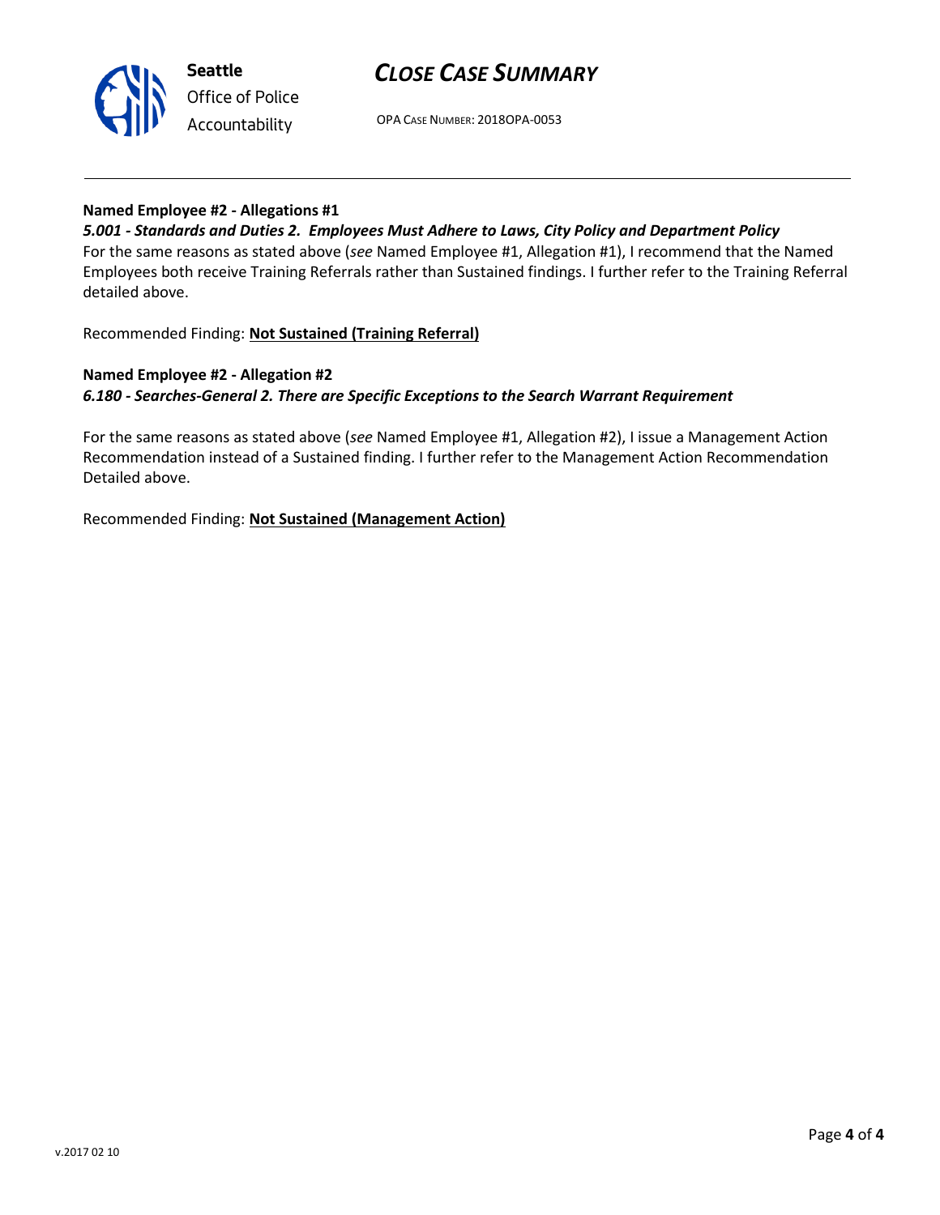**Named Employee #2 - Allegations #1**

***5.001 - Standards and Duties 2. Employees Must Adhere to Laws, City Policy and Department Policy***

For the same reasons as stated above (*see* Named Employee #1, Allegation #1), I recommend that the Named Employees both receive Training Referrals rather than Sustained findings. I further refer to the Training Referral detailed above.

Recommended Finding: **Not Sustained (Training Referral)**

**Named Employee #2 - Allegation #2**

***6.180 - Searches-General 2. There are Specific Exceptions to the Search Warrant Requirement***

For the same reasons as stated above (*see* Named Employee #1, Allegation #2), I issue a Management Action Recommendation instead of a Sustained finding. I further refer to the Management Action Recommendation Detailed above.

Recommended Finding: **Not Sustained (Management Action)**